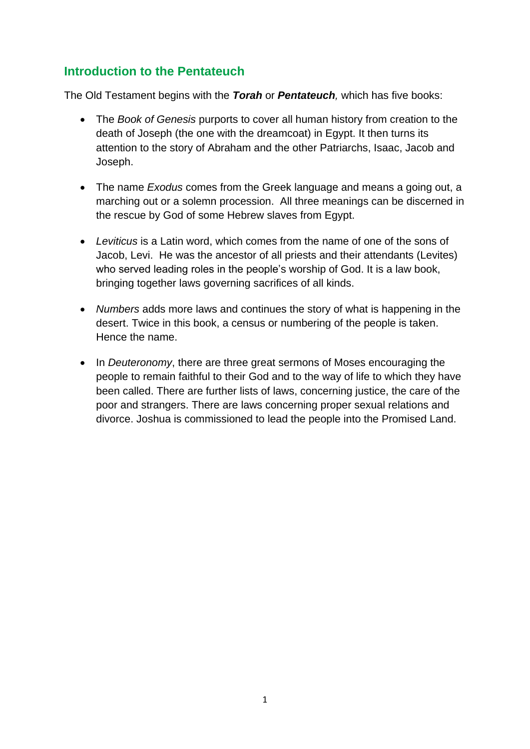## Introduction to the Pentateuch

The Old Testament begins with the ***Torah*** or ***Pentateuch,*** which has five books:

- The *Book of Genesis* purports to cover all human history from creation to the death of Joseph (the one with the dreamcoat) in Egypt. It then turns its attention to the story of Abraham and the other Patriarchs, Isaac, Jacob and Joseph.

- The name *Exodus* comes from the Greek language and means a going out, a marching out or a solemn procession. All three meanings can be discerned in the rescue by God of some Hebrew slaves from Egypt.

- *Leviticus* is a Latin word, which comes from the name of one of the sons of Jacob, Levi. He was the ancestor of all priests and their attendants (Levites) who served leading roles in the people's worship of God. It is a law book, bringing together laws governing sacrifices of all kinds.

- *Numbers* adds more laws and continues the story of what is happening in the desert. Twice in this book, a census or numbering of the people is taken. Hence the name.

- In *Deuteronomy*, there are three great sermons of Moses encouraging the people to remain faithful to their God and to the way of life to which they have been called. There are further lists of laws, concerning justice, the care of the poor and strangers. There are laws concerning proper sexual relations and divorce. Joshua is commissioned to lead the people into the Promised Land.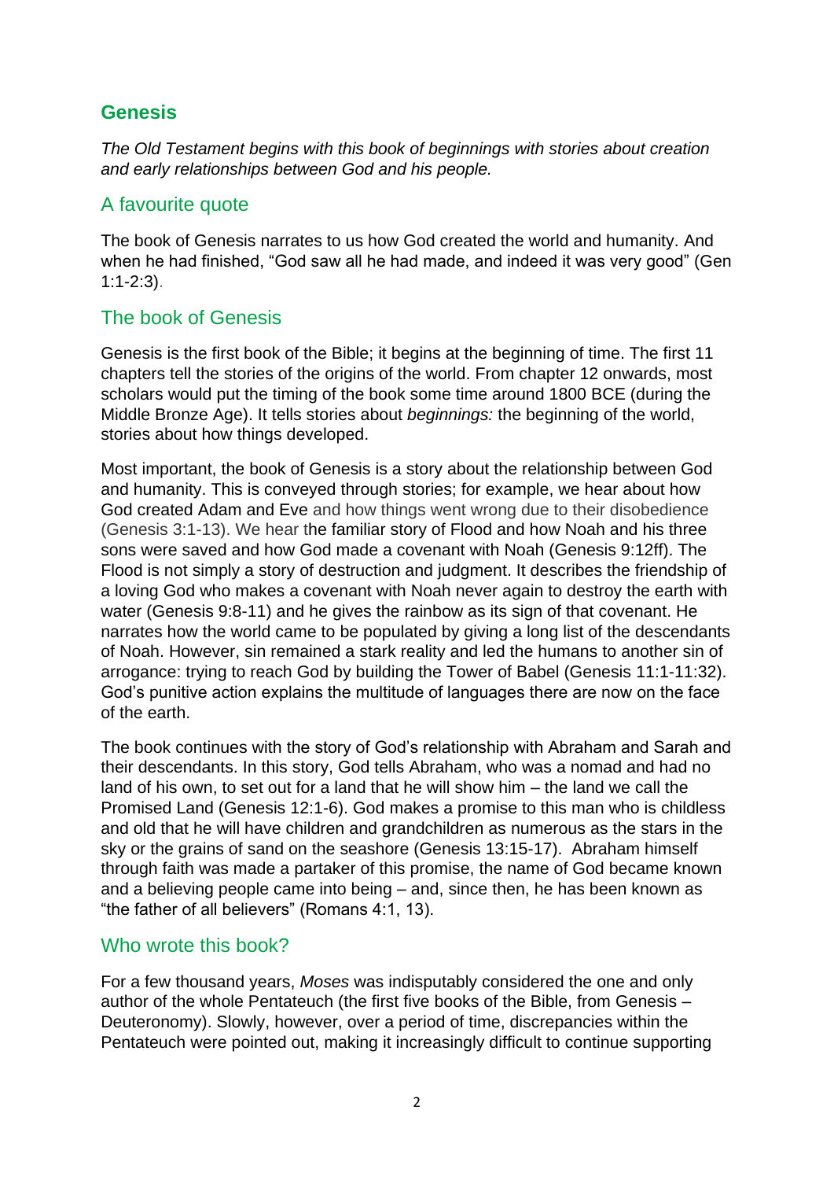## Genesis

*The Old Testament begins with this book of beginnings with stories about creation and early relationships between God and his people.*

### A favourite quote

The book of Genesis narrates to us how God created the world and humanity. And when he had finished, “God saw all he had made, and indeed it was very good” (Gen 1:1-2:3).

### The book of Genesis

Genesis is the first book of the Bible; it begins at the beginning of time. The first 11 chapters tell the stories of the origins of the world. From chapter 12 onwards, most scholars would put the timing of the book some time around 1800 BCE (during the Middle Bronze Age). It tells stories about *beginnings:* the beginning of the world, stories about how things developed.

Most important, the book of Genesis is a story about the relationship between God and humanity. This is conveyed through stories; for example, we hear about how God created Adam and Eve and how things went wrong due to their disobedience (Genesis 3:1-13). We hear the familiar story of Flood and how Noah and his three sons were saved and how God made a covenant with Noah (Genesis 9:12ff). The Flood is not simply a story of destruction and judgment. It describes the friendship of a loving God who makes a covenant with Noah never again to destroy the earth with water (Genesis 9:8-11) and he gives the rainbow as its sign of that covenant. He narrates how the world came to be populated by giving a long list of the descendants of Noah. However, sin remained a stark reality and led the humans to another sin of arrogance: trying to reach God by building the Tower of Babel (Genesis 11:1-11:32). God’s punitive action explains the multitude of languages there are now on the face of the earth.

The book continues with the story of God’s relationship with Abraham and Sarah and their descendants. In this story, God tells Abraham, who was a nomad and had no land of his own, to set out for a land that he will show him – the land we call the Promised Land (Genesis 12:1-6). God makes a promise to this man who is childless and old that he will have children and grandchildren as numerous as the stars in the sky or the grains of sand on the seashore (Genesis 13:15-17). Abraham himself through faith was made a partaker of this promise, the name of God became known and a believing people came into being – and, since then, he has been known as “the father of all believers” (Romans 4:1, 13).

### Who wrote this book?

For a few thousand years, *Moses* was indisputably considered the one and only author of the whole Pentateuch (the first five books of the Bible, from Genesis – Deuteronomy). Slowly, however, over a period of time, discrepancies within the Pentateuch were pointed out, making it increasingly difficult to continue supporting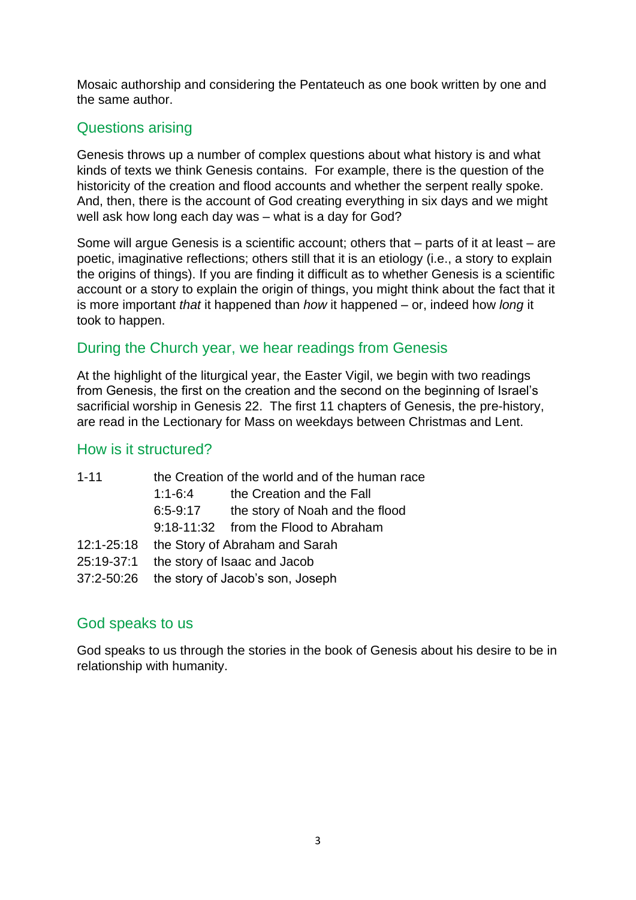Mosaic authorship and considering the Pentateuch as one book written by one and the same author.

## Questions arising

Genesis throws up a number of complex questions about what history is and what kinds of texts we think Genesis contains.  For example, there is the question of the historicity of the creation and flood accounts and whether the serpent really spoke. And, then, there is the account of God creating everything in six days and we might well ask how long each day was – what is a day for God?

Some will argue Genesis is a scientific account; others that – parts of it at least – are poetic, imaginative reflections; others still that it is an etiology (i.e., a story to explain the origins of things). If you are finding it difficult as to whether Genesis is a scientific account or a story to explain the origin of things, you might think about the fact that it is more important *that* it happened than *how* it happened – or, indeed how *long* it took to happen.

## During the Church year, we hear readings from Genesis

At the highlight of the liturgical year, the Easter Vigil, we begin with two readings from Genesis, the first on the creation and the second on the beginning of Israel's sacrificial worship in Genesis 22.  The first 11 chapters of Genesis, the pre-history, are read in the Lectionary for Mass on weekdays between Christmas and Lent.

## How is it structured?

| | | |
|---|---|---|
| 1-11 | the Creation of the world and of the human race | |
| | 1:1-6:4 | the Creation and the Fall |
| | 6:5-9:17 | the story of Noah and the flood |
| | 9:18-11:32 | from the Flood to Abraham |
| 12:1-25:18 | the Story of Abraham and Sarah | |
| 25:19-37:1 | the story of Isaac and Jacob | |
| 37:2-50:26 | the story of Jacob's son, Joseph | |

## God speaks to us

God speaks to us through the stories in the book of Genesis about his desire to be in relationship with humanity.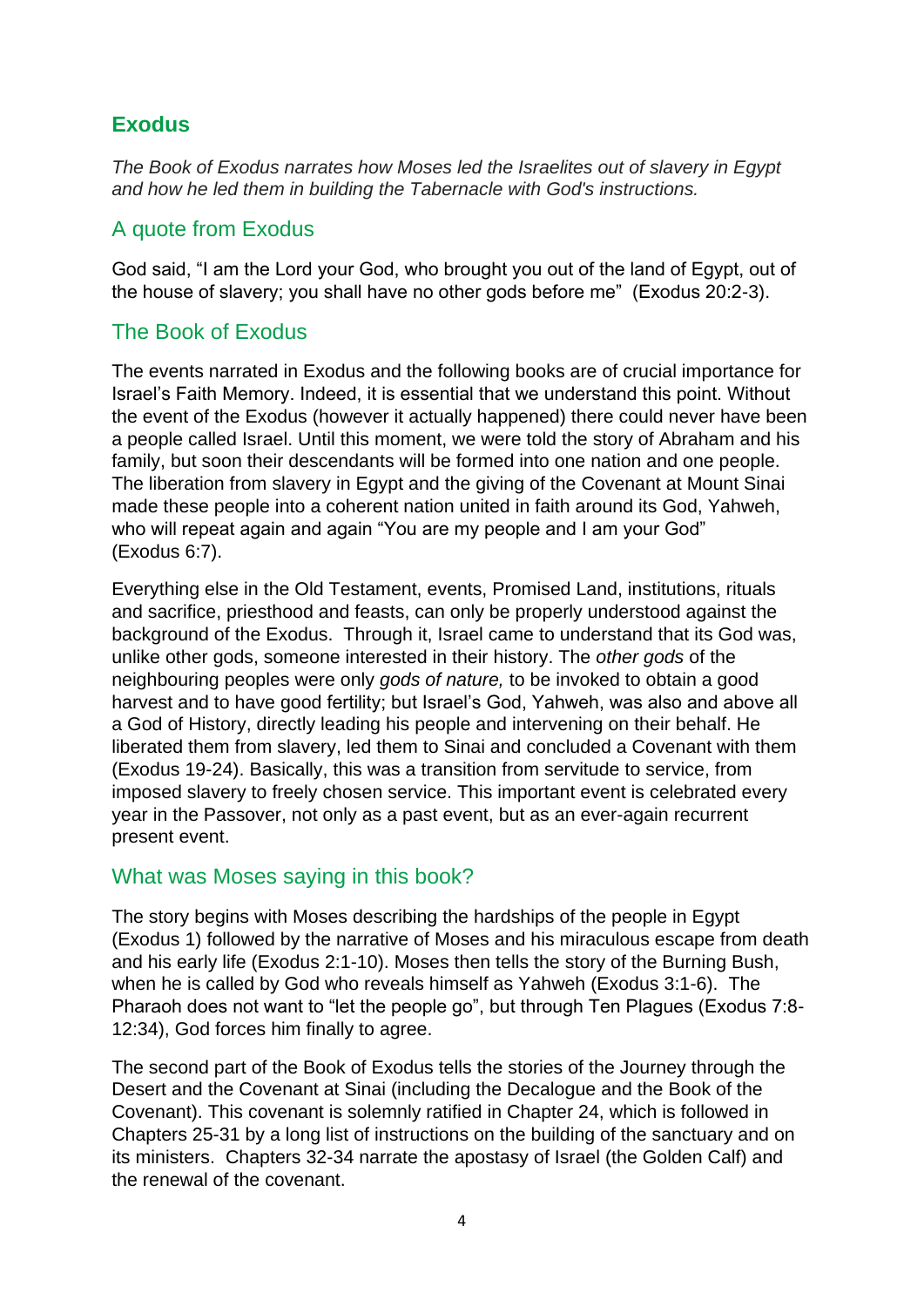## Exodus

*The Book of Exodus narrates how Moses led the Israelites out of slavery in Egypt and how he led them in building the Tabernacle with God's instructions.*

### A quote from Exodus

God said, "I am the Lord your God, who brought you out of the land of Egypt, out of the house of slavery; you shall have no other gods before me" (Exodus 20:2-3).

### The Book of Exodus

The events narrated in Exodus and the following books are of crucial importance for Israel's Faith Memory. Indeed, it is essential that we understand this point. Without the event of the Exodus (however it actually happened) there could never have been a people called Israel. Until this moment, we were told the story of Abraham and his family, but soon their descendants will be formed into one nation and one people. The liberation from slavery in Egypt and the giving of the Covenant at Mount Sinai made these people into a coherent nation united in faith around its God, Yahweh, who will repeat again and again "You are my people and I am your God" (Exodus 6:7).

Everything else in the Old Testament, events, Promised Land, institutions, rituals and sacrifice, priesthood and feasts, can only be properly understood against the background of the Exodus. Through it, Israel came to understand that its God was, unlike other gods, someone interested in their history. The *other gods* of the neighbouring peoples were only *gods of nature,* to be invoked to obtain a good harvest and to have good fertility; but Israel's God, Yahweh, was also and above all a God of History, directly leading his people and intervening on their behalf. He liberated them from slavery, led them to Sinai and concluded a Covenant with them (Exodus 19-24). Basically, this was a transition from servitude to service, from imposed slavery to freely chosen service. This important event is celebrated every year in the Passover, not only as a past event, but as an ever-again recurrent present event.

### What was Moses saying in this book?

The story begins with Moses describing the hardships of the people in Egypt (Exodus 1) followed by the narrative of Moses and his miraculous escape from death and his early life (Exodus 2:1-10). Moses then tells the story of the Burning Bush, when he is called by God who reveals himself as Yahweh (Exodus 3:1-6). The Pharaoh does not want to "let the people go", but through Ten Plagues (Exodus 7:8-12:34), God forces him finally to agree.

The second part of the Book of Exodus tells the stories of the Journey through the Desert and the Covenant at Sinai (including the Decalogue and the Book of the Covenant). This covenant is solemnly ratified in Chapter 24, which is followed in Chapters 25-31 by a long list of instructions on the building of the sanctuary and on its ministers. Chapters 32-34 narrate the apostasy of Israel (the Golden Calf) and the renewal of the covenant.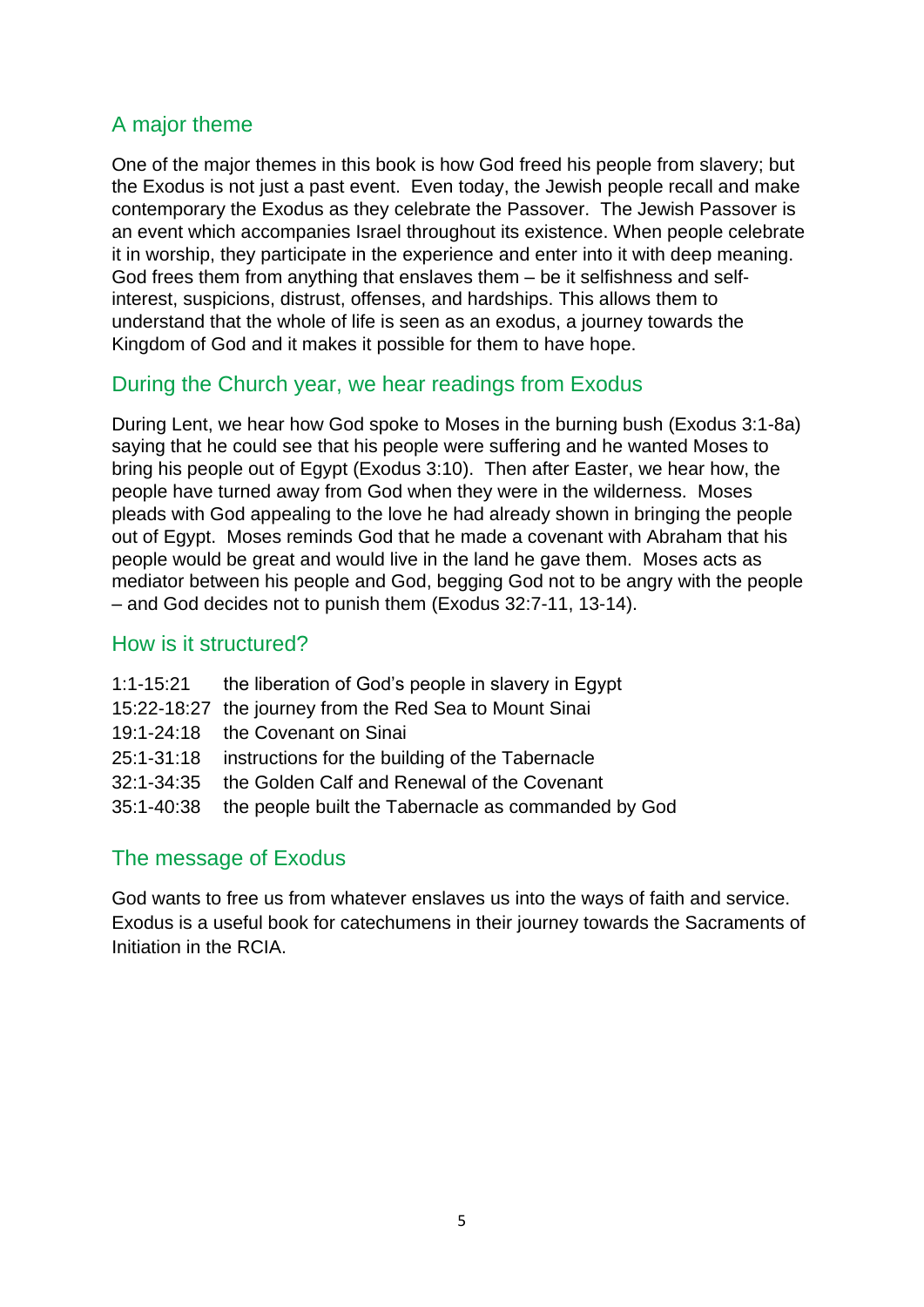## A major theme

One of the major themes in this book is how God freed his people from slavery; but the Exodus is not just a past event. Even today, the Jewish people recall and make contemporary the Exodus as they celebrate the Passover. The Jewish Passover is an event which accompanies Israel throughout its existence. When people celebrate it in worship, they participate in the experience and enter into it with deep meaning. God frees them from anything that enslaves them – be it selfishness and self-interest, suspicions, distrust, offenses, and hardships. This allows them to understand that the whole of life is seen as an exodus, a journey towards the Kingdom of God and it makes it possible for them to have hope.

## During the Church year, we hear readings from Exodus

During Lent, we hear how God spoke to Moses in the burning bush (Exodus 3:1-8a) saying that he could see that his people were suffering and he wanted Moses to bring his people out of Egypt (Exodus 3:10). Then after Easter, we hear how, the people have turned away from God when they were in the wilderness. Moses pleads with God appealing to the love he had already shown in bringing the people out of Egypt. Moses reminds God that he made a covenant with Abraham that his people would be great and would live in the land he gave them. Moses acts as mediator between his people and God, begging God not to be angry with the people – and God decides not to punish them (Exodus 32:7-11, 13-14).

## How is it structured?

| | |
|---|---|
| 1:1-15:21 | the liberation of God's people in slavery in Egypt |
| 15:22-18:27 | the journey from the Red Sea to Mount Sinai |
| 19:1-24:18 | the Covenant on Sinai |
| 25:1-31:18 | instructions for the building of the Tabernacle |
| 32:1-34:35 | the Golden Calf and Renewal of the Covenant |
| 35:1-40:38 | the people built the Tabernacle as commanded by God |

## The message of Exodus

God wants to free us from whatever enslaves us into the ways of faith and service. Exodus is a useful book for catechumens in their journey towards the Sacraments of Initiation in the RCIA.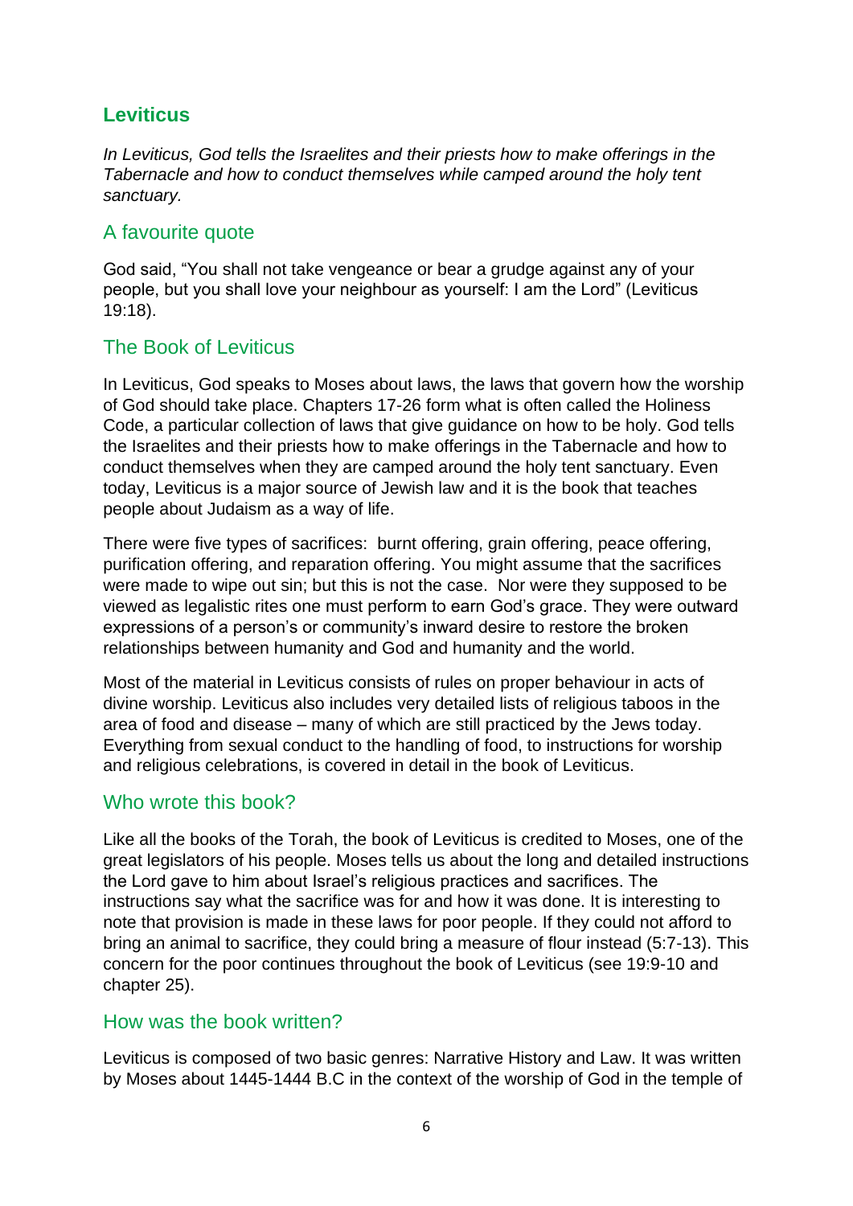## Leviticus

*In Leviticus, God tells the Israelites and their priests how to make offerings in the Tabernacle and how to conduct themselves while camped around the holy tent sanctuary.*

### A favourite quote

God said, “You shall not take vengeance or bear a grudge against any of your people, but you shall love your neighbour as yourself: I am the Lord” (Leviticus 19:18).

### The Book of Leviticus

In Leviticus, God speaks to Moses about laws, the laws that govern how the worship of God should take place. Chapters 17-26 form what is often called the Holiness Code, a particular collection of laws that give guidance on how to be holy. God tells the Israelites and their priests how to make offerings in the Tabernacle and how to conduct themselves when they are camped around the holy tent sanctuary. Even today, Leviticus is a major source of Jewish law and it is the book that teaches people about Judaism as a way of life.

There were five types of sacrifices: burnt offering, grain offering, peace offering, purification offering, and reparation offering. You might assume that the sacrifices were made to wipe out sin; but this is not the case. Nor were they supposed to be viewed as legalistic rites one must perform to earn God’s grace. They were outward expressions of a person’s or community’s inward desire to restore the broken relationships between humanity and God and humanity and the world.

Most of the material in Leviticus consists of rules on proper behaviour in acts of divine worship. Leviticus also includes very detailed lists of religious taboos in the area of food and disease – many of which are still practiced by the Jews today. Everything from sexual conduct to the handling of food, to instructions for worship and religious celebrations, is covered in detail in the book of Leviticus.

### Who wrote this book?

Like all the books of the Torah, the book of Leviticus is credited to Moses, one of the great legislators of his people. Moses tells us about the long and detailed instructions the Lord gave to him about Israel’s religious practices and sacrifices. The instructions say what the sacrifice was for and how it was done. It is interesting to note that provision is made in these laws for poor people. If they could not afford to bring an animal to sacrifice, they could bring a measure of flour instead (5:7-13). This concern for the poor continues throughout the book of Leviticus (see 19:9-10 and chapter 25).

### How was the book written?

Leviticus is composed of two basic genres: Narrative History and Law. It was written by Moses about 1445-1444 B.C in the context of the worship of God in the temple of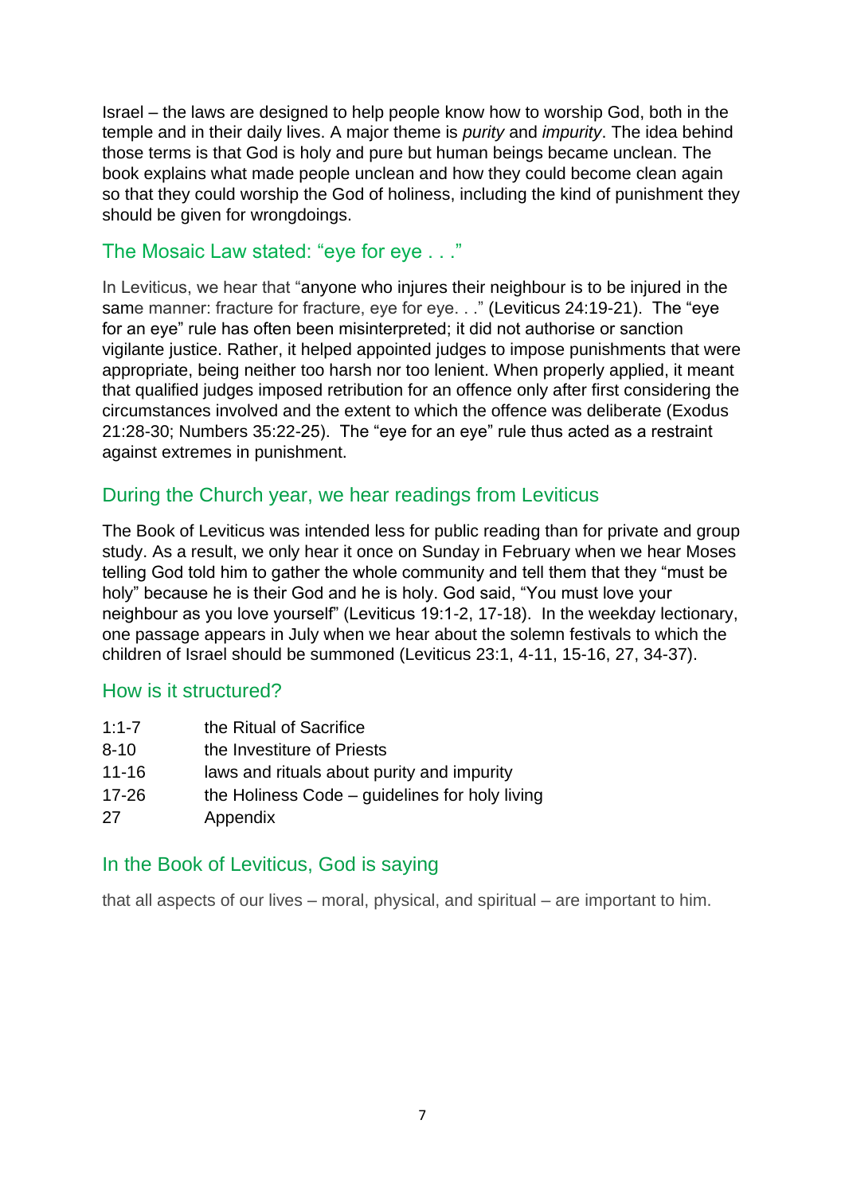Israel – the laws are designed to help people know how to worship God, both in the temple and in their daily lives. A major theme is *purity* and *impurity*. The idea behind those terms is that God is holy and pure but human beings became unclean. The book explains what made people unclean and how they could become clean again so that they could worship the God of holiness, including the kind of punishment they should be given for wrongdoings.

## The Mosaic Law stated: "eye for eye . . ."

In Leviticus, we hear that "anyone who injures their neighbour is to be injured in the same manner: fracture for fracture, eye for eye. . ." (Leviticus 24:19-21). The "eye for an eye" rule has often been misinterpreted; it did not authorise or sanction vigilante justice. Rather, it helped appointed judges to impose punishments that were appropriate, being neither too harsh nor too lenient. When properly applied, it meant that qualified judges imposed retribution for an offence only after first considering the circumstances involved and the extent to which the offence was deliberate (Exodus 21:28-30; Numbers 35:22-25). The "eye for an eye" rule thus acted as a restraint against extremes in punishment.

## During the Church year, we hear readings from Leviticus

The Book of Leviticus was intended less for public reading than for private and group study. As a result, we only hear it once on Sunday in February when we hear Moses telling God told him to gather the whole community and tell them that they "must be holy" because he is their God and he is holy. God said, "You must love your neighbour as you love yourself" (Leviticus 19:1-2, 17-18). In the weekday lectionary, one passage appears in July when we hear about the solemn festivals to which the children of Israel should be summoned (Leviticus 23:1, 4-11, 15-16, 27, 34-37).

## How is it structured?

| | |
|---|---|
| 1:1-7 | the Ritual of Sacrifice |
| 8-10 | the Investiture of Priests |
| 11-16 | laws and rituals about purity and impurity |
| 17-26 | the Holiness Code – guidelines for holy living |
| 27 | Appendix |

## In the Book of Leviticus, God is saying

that all aspects of our lives – moral, physical, and spiritual – are important to him.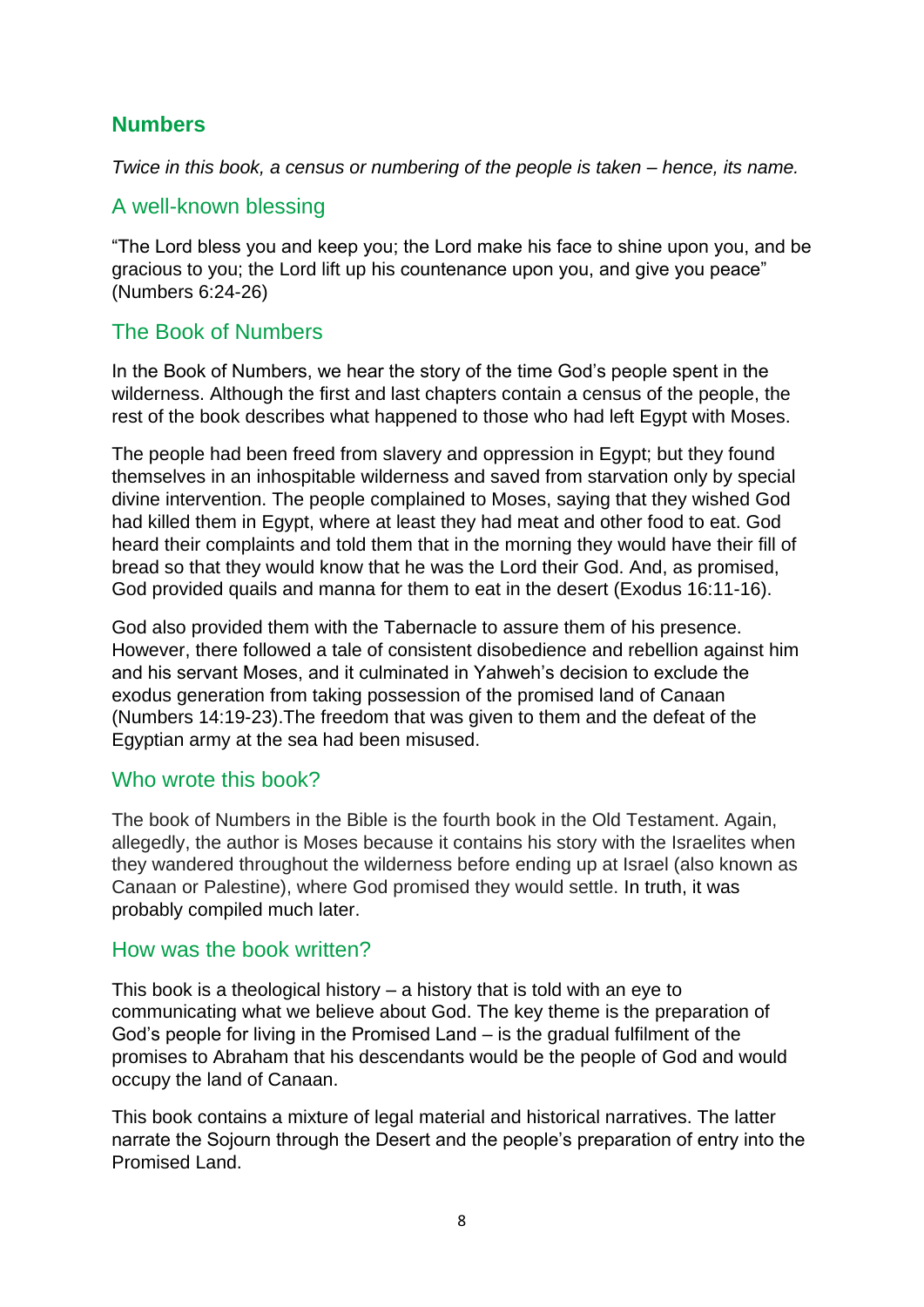## Numbers

*Twice in this book, a census or numbering of the people is taken – hence, its name.*

### A well-known blessing

"The Lord bless you and keep you; the Lord make his face to shine upon you, and be gracious to you; the Lord lift up his countenance upon you, and give you peace" (Numbers 6:24-26)

### The Book of Numbers

In the Book of Numbers, we hear the story of the time God's people spent in the wilderness. Although the first and last chapters contain a census of the people, the rest of the book describes what happened to those who had left Egypt with Moses.

The people had been freed from slavery and oppression in Egypt; but they found themselves in an inhospitable wilderness and saved from starvation only by special divine intervention. The people complained to Moses, saying that they wished God had killed them in Egypt, where at least they had meat and other food to eat. God heard their complaints and told them that in the morning they would have their fill of bread so that they would know that he was the Lord their God. And, as promised, God provided quails and manna for them to eat in the desert (Exodus 16:11-16).

God also provided them with the Tabernacle to assure them of his presence. However, there followed a tale of consistent disobedience and rebellion against him and his servant Moses, and it culminated in Yahweh's decision to exclude the exodus generation from taking possession of the promised land of Canaan (Numbers 14:19-23).The freedom that was given to them and the defeat of the Egyptian army at the sea had been misused.

### Who wrote this book?

The book of Numbers in the Bible is the fourth book in the Old Testament. Again, allegedly, the author is Moses because it contains his story with the Israelites when they wandered throughout the wilderness before ending up at Israel (also known as Canaan or Palestine), where God promised they would settle. In truth, it was probably compiled much later.

### How was the book written?

This book is a theological history – a history that is told with an eye to communicating what we believe about God. The key theme is the preparation of God's people for living in the Promised Land – is the gradual fulfilment of the promises to Abraham that his descendants would be the people of God and would occupy the land of Canaan.

This book contains a mixture of legal material and historical narratives. The latter narrate the Sojourn through the Desert and the people's preparation of entry into the Promised Land.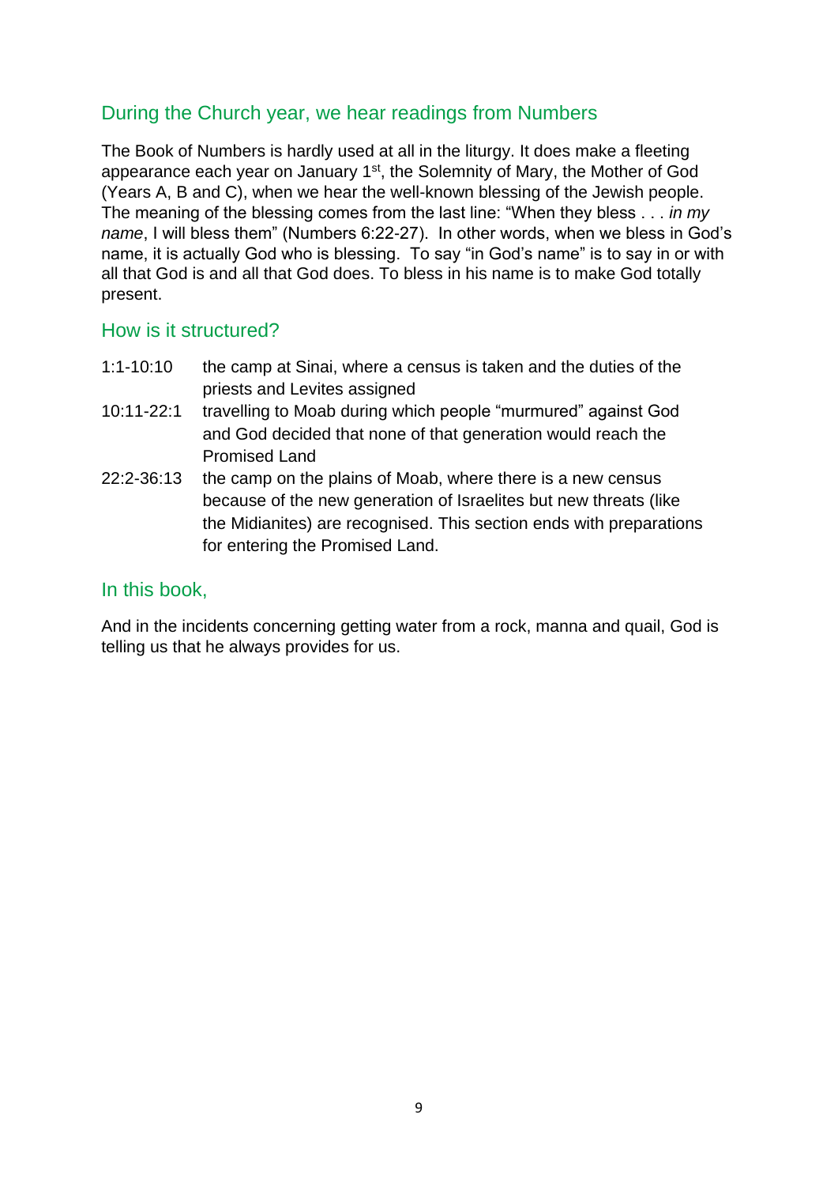## During the Church year, we hear readings from Numbers

The Book of Numbers is hardly used at all in the liturgy. It does make a fleeting appearance each year on January 1st, the Solemnity of Mary, the Mother of God (Years A, B and C), when we hear the well-known blessing of the Jewish people. The meaning of the blessing comes from the last line: "When they bless . . . *in my name*, I will bless them" (Numbers 6:22-27). In other words, when we bless in God's name, it is actually God who is blessing. To say "in God's name" is to say in or with all that God is and all that God does. To bless in his name is to make God totally present.

## How is it structured?

| | |
|---|---|
| 1:1-10:10 | the camp at Sinai, where a census is taken and the duties of the priests and Levites assigned |
| 10:11-22:1 | travelling to Moab during which people "murmured" against God and God decided that none of that generation would reach the Promised Land |
| 22:2-36:13 | the camp on the plains of Moab, where there is a new census because of the new generation of Israelites but new threats (like the Midianites) are recognised. This section ends with preparations for entering the Promised Land. |

## In this book,

And in the incidents concerning getting water from a rock, manna and quail, God is telling us that he always provides for us.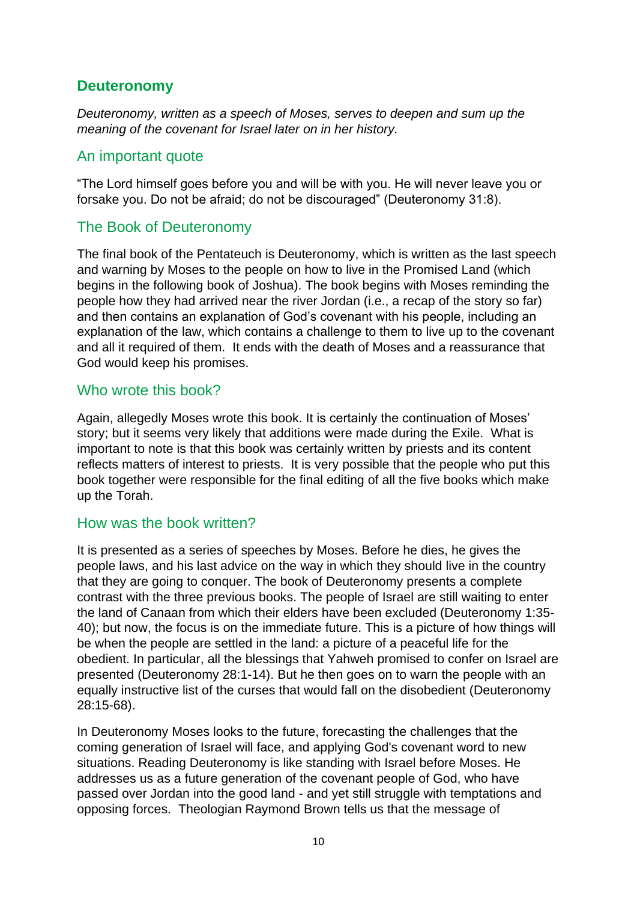## Deuteronomy

*Deuteronomy, written as a speech of Moses, serves to deepen and sum up the meaning of the covenant for Israel later on in her history.*

### An important quote

"The Lord himself goes before you and will be with you. He will never leave you or forsake you. Do not be afraid; do not be discouraged" (Deuteronomy 31:8).

### The Book of Deuteronomy

The final book of the Pentateuch is Deuteronomy, which is written as the last speech and warning by Moses to the people on how to live in the Promised Land (which begins in the following book of Joshua). The book begins with Moses reminding the people how they had arrived near the river Jordan (i.e., a recap of the story so far) and then contains an explanation of God's covenant with his people, including an explanation of the law, which contains a challenge to them to live up to the covenant and all it required of them. It ends with the death of Moses and a reassurance that God would keep his promises.

### Who wrote this book?

Again, allegedly Moses wrote this book. It is certainly the continuation of Moses' story; but it seems very likely that additions were made during the Exile. What is important to note is that this book was certainly written by priests and its content reflects matters of interest to priests. It is very possible that the people who put this book together were responsible for the final editing of all the five books which make up the Torah.

### How was the book written?

It is presented as a series of speeches by Moses. Before he dies, he gives the people laws, and his last advice on the way in which they should live in the country that they are going to conquer. The book of Deuteronomy presents a complete contrast with the three previous books. The people of Israel are still waiting to enter the land of Canaan from which their elders have been excluded (Deuteronomy 1:35-40); but now, the focus is on the immediate future. This is a picture of how things will be when the people are settled in the land: a picture of a peaceful life for the obedient. In particular, all the blessings that Yahweh promised to confer on Israel are presented (Deuteronomy 28:1-14). But he then goes on to warn the people with an equally instructive list of the curses that would fall on the disobedient (Deuteronomy 28:15-68).

In Deuteronomy Moses looks to the future, forecasting the challenges that the coming generation of Israel will face, and applying God's covenant word to new situations. Reading Deuteronomy is like standing with Israel before Moses. He addresses us as a future generation of the covenant people of God, who have passed over Jordan into the good land - and yet still struggle with temptations and opposing forces. Theologian Raymond Brown tells us that the message of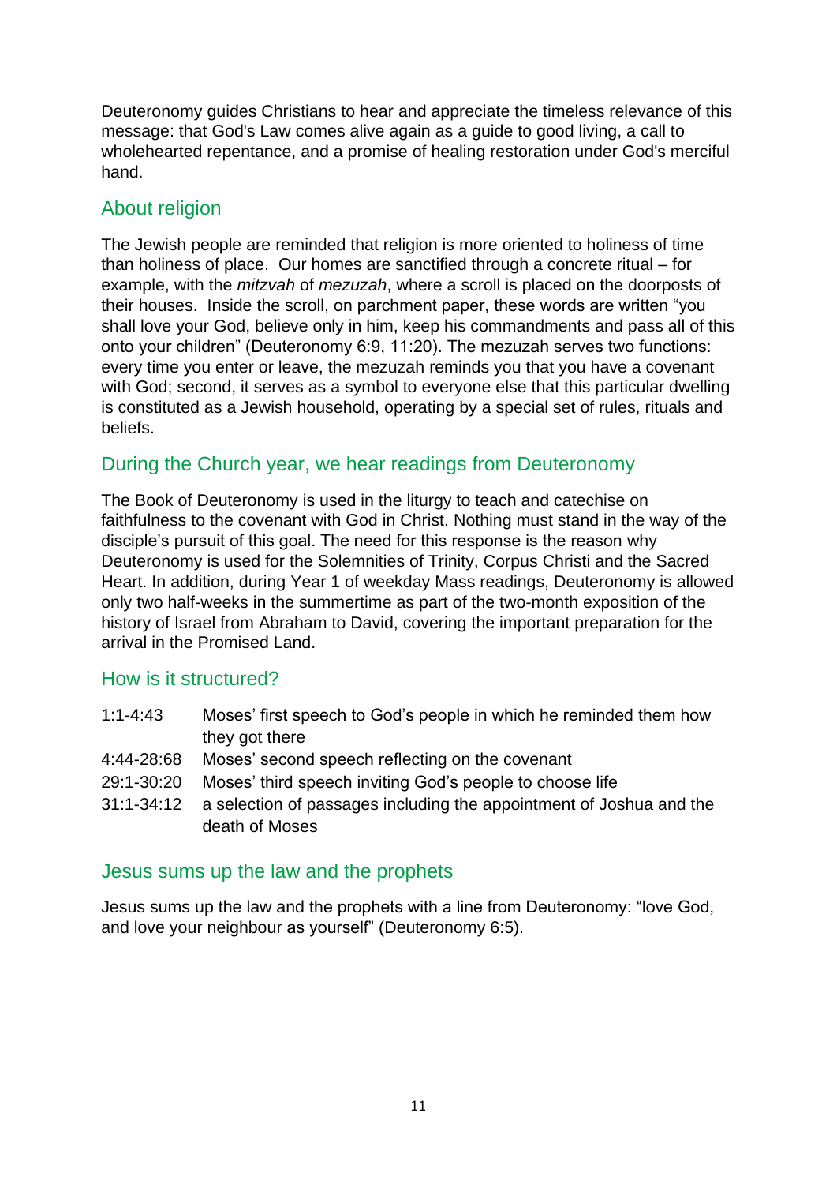Deuteronomy guides Christians to hear and appreciate the timeless relevance of this message: that God's Law comes alive again as a guide to good living, a call to wholehearted repentance, and a promise of healing restoration under God's merciful hand.

## About religion

The Jewish people are reminded that religion is more oriented to holiness of time than holiness of place. Our homes are sanctified through a concrete ritual – for example, with the *mitzvah* of *mezuzah*, where a scroll is placed on the doorposts of their houses. Inside the scroll, on parchment paper, these words are written "you shall love your God, believe only in him, keep his commandments and pass all of this onto your children" (Deuteronomy 6:9, 11:20). The mezuzah serves two functions: every time you enter or leave, the mezuzah reminds you that you have a covenant with God; second, it serves as a symbol to everyone else that this particular dwelling is constituted as a Jewish household, operating by a special set of rules, rituals and beliefs.

## During the Church year, we hear readings from Deuteronomy

The Book of Deuteronomy is used in the liturgy to teach and catechise on faithfulness to the covenant with God in Christ. Nothing must stand in the way of the disciple's pursuit of this goal. The need for this response is the reason why Deuteronomy is used for the Solemnities of Trinity, Corpus Christi and the Sacred Heart. In addition, during Year 1 of weekday Mass readings, Deuteronomy is allowed only two half-weeks in the summertime as part of the two-month exposition of the history of Israel from Abraham to David, covering the important preparation for the arrival in the Promised Land.

## How is it structured?

| | |
|---|---|
| 1:1-4:43 | Moses' first speech to God's people in which he reminded them how they got there |
| 4:44-28:68 | Moses' second speech reflecting on the covenant |
| 29:1-30:20 | Moses' third speech inviting God's people to choose life |
| 31:1-34:12 | a selection of passages including the appointment of Joshua and the death of Moses |

## Jesus sums up the law and the prophets

Jesus sums up the law and the prophets with a line from Deuteronomy: "love God, and love your neighbour as yourself" (Deuteronomy 6:5).